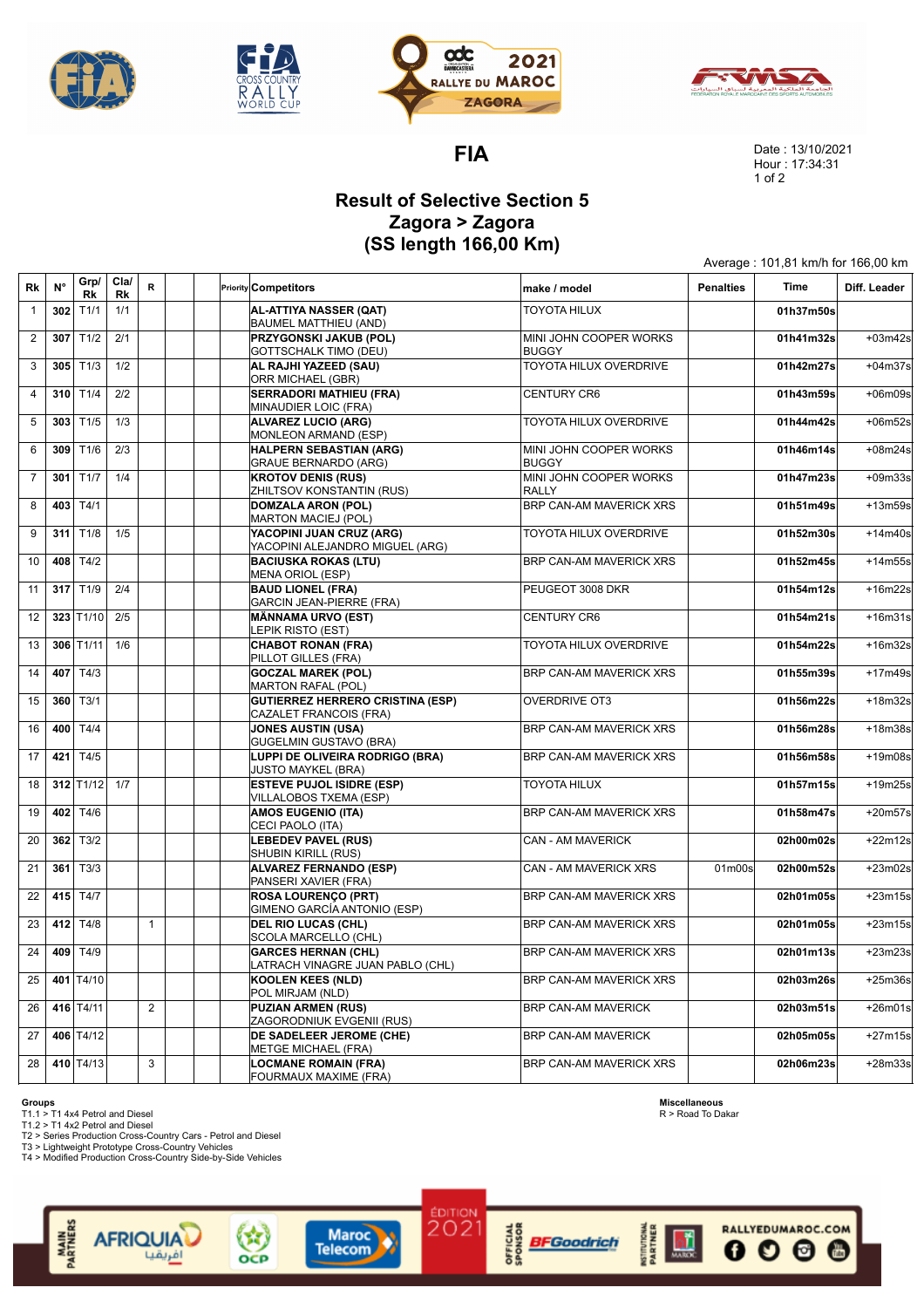# FIA

Date : 13/10/2021
Hour : 17:34:31

## Result of Selective Section 5
## Zagora > Zagora
## (SS length 166,00 Km)

Average : 101,81 km/h for 166,00 km

| Rk | N° | Grp/ Rk | Cla/ Rk | R | | | Priority | Competitors | make / model | Penalties | Time | Diff. Leader |
|---|---|---|---|---|---|---|---|---|---|---|---|---|
| 1 | 302 | T1/1 | 1/1 | | | | | **AL-ATTIYA NASSER (QAT)** BAUMEL MATTHIEU (AND) | TOYOTA HILUX | | 01h37m50s | |
| 2 | 307 | T1/2 | 2/1 | | | | | **PRZYGONSKI JAKUB (POL)** GOTTSCHALK TIMO (DEU) | MINI JOHN COOPER WORKS BUGGY | | 01h41m32s | +03m42s |
| 3 | 305 | T1/3 | 1/2 | | | | | **AL RAJHI YAZEED (SAU)** ORR MICHAEL (GBR) | TOYOTA HILUX OVERDRIVE | | 01h42m27s | +04m37s |
| 4 | 310 | T1/4 | 2/2 | | | | | **SERRADORI MATHIEU (FRA)** MINAUDIER LOIC (FRA) | CENTURY CR6 | | 01h43m59s | +06m09s |
| 5 | 303 | T1/5 | 1/3 | | | | | **ALVAREZ LUCIO (ARG)** MONLEON ARMAND (ESP) | TOYOTA HILUX OVERDRIVE | | 01h44m42s | +06m52s |
| 6 | 309 | T1/6 | 2/3 | | | | | **HALPERN SEBASTIAN (ARG)** GRAUE BERNARDO (ARG) | MINI JOHN COOPER WORKS BUGGY | | 01h46m14s | +08m24s |
| 7 | 301 | T1/7 | 1/4 | | | | | **KROTOV DENIS (RUS)** ZHILTSOV KONSTANTIN (RUS) | MINI JOHN COOPER WORKS RALLY | | 01h47m23s | +09m33s |
| 8 | 403 | T4/1 | | | | | | **DOMZALA ARON (POL)** MARTON MACIEJ (POL) | BRP CAN-AM MAVERICK XRS | | 01h51m49s | +13m59s |
| 9 | 311 | T1/8 | 1/5 | | | | | **YACOPINI JUAN CRUZ (ARG)** YACOPINI ALEJANDRO MIGUEL (ARG) | TOYOTA HILUX OVERDRIVE | | 01h52m30s | +14m40s |
| 10 | 408 | T4/2 | | | | | | **BACIUSKA ROKAS (LTU)** MENA ORIOL (ESP) | BRP CAN-AM MAVERICK XRS | | 01h52m45s | +14m55s |
| 11 | 317 | T1/9 | 2/4 | | | | | **BAUD LIONEL (FRA)** GARCIN JEAN-PIERRE (FRA) | PEUGEOT 3008 DKR | | 01h54m12s | +16m22s |
| 12 | 323 | T1/10 | 2/5 | | | | | **MÄNNAMA URVO (EST)** LEPIK RISTO (EST) | CENTURY CR6 | | 01h54m21s | +16m31s |
| 13 | 306 | T1/11 | 1/6 | | | | | **CHABOT RONAN (FRA)** PILLOT GILLES (FRA) | TOYOTA HILUX OVERDRIVE | | 01h54m22s | +16m32s |
| 14 | 407 | T4/3 | | | | | | **GOCZAL MAREK (POL)** MARTON RAFAL (POL) | BRP CAN-AM MAVERICK XRS | | 01h55m39s | +17m49s |
| 15 | 360 | T3/1 | | | | | | **GUTIERREZ HERRERO CRISTINA (ESP)** CAZALET FRANCOIS (FRA) | OVERDRIVE OT3 | | 01h56m22s | +18m32s |
| 16 | 400 | T4/4 | | | | | | **JONES AUSTIN (USA)** GUGELMIN GUSTAVO (BRA) | BRP CAN-AM MAVERICK XRS | | 01h56m28s | +18m38s |
| 17 | 421 | T4/5 | | | | | | **LUPPI DE OLIVEIRA RODRIGO (BRA)** JUSTO MAYKEL (BRA) | BRP CAN-AM MAVERICK XRS | | 01h56m58s | +19m08s |
| 18 | 312 | T1/12 | 1/7 | | | | | **ESTEVE PUJOL ISIDRE (ESP)** VILLALOBOS TXEMA (ESP) | TOYOTA HILUX | | 01h57m15s | +19m25s |
| 19 | 402 | T4/6 | | | | | | **AMOS EUGENIO (ITA)** CECI PAOLO (ITA) | BRP CAN-AM MAVERICK XRS | | 01h58m47s | +20m57s |
| 20 | 362 | T3/2 | | | | | | **LEBEDEV PAVEL (RUS)** SHUBIN KIRILL (RUS) | CAN - AM MAVERICK | | 02h00m02s | +22m12s |
| 21 | 361 | T3/3 | | | | | | **ALVAREZ FERNANDO (ESP)** PANSERI XAVIER (FRA) | CAN - AM MAVERICK XRS | 01m00s | 02h00m52s | +23m02s |
| 22 | 415 | T4/7 | | | | | | **ROSA LOURENÇO (PRT)** GIMENO GARCÍA ANTONIO (ESP) | BRP CAN-AM MAVERICK XRS | | 02h01m05s | +23m15s |
| 23 | 412 | T4/8 | | 1 | | | | **DEL RIO LUCAS (CHL)** SCOLA MARCELLO (CHL) | BRP CAN-AM MAVERICK XRS | | 02h01m05s | +23m15s |
| 24 | 409 | T4/9 | | | | | | **GARCES HERNAN (CHL)** LATRACH VINAGRE JUAN PABLO (CHL) | BRP CAN-AM MAVERICK XRS | | 02h01m13s | +23m23s |
| 25 | 401 | T4/10 | | | | | | **KOOLEN KEES (NLD)** POL MIRJAM (NLD) | BRP CAN-AM MAVERICK XRS | | 02h03m26s | +25m36s |
| 26 | 416 | T4/11 | | 2 | | | | **PUZIAN ARMEN (RUS)** ZAGORODNIUK EVGENII (RUS) | BRP CAN-AM MAVERICK | | 02h03m51s | +26m01s |
| 27 | 406 | T4/12 | | | | | | **DE SADELEER JEROME (CHE)** METGE MICHAEL (FRA) | BRP CAN-AM MAVERICK | | 02h05m05s | +27m15s |
| 28 | 410 | T4/13 | | 3 | | | | **LOCMANE ROMAIN (FRA)** FOURMAUX MAXIME (FRA) | BRP CAN-AM MAVERICK XRS | | 02h06m23s | +28m33s |

**Groups**
T1.1 > T1 4x4 Petrol and Diesel
T1.2 > T1 4x2 Petrol and Diesel
T2 > Series Production Cross-Country Cars - Petrol and Diesel
T3 > Lightweight Prototype Cross-Country Vehicles
T4 > Modified Production Cross-Country Side-by-Side Vehicles

**Miscellaneous**
R > Road To Dakar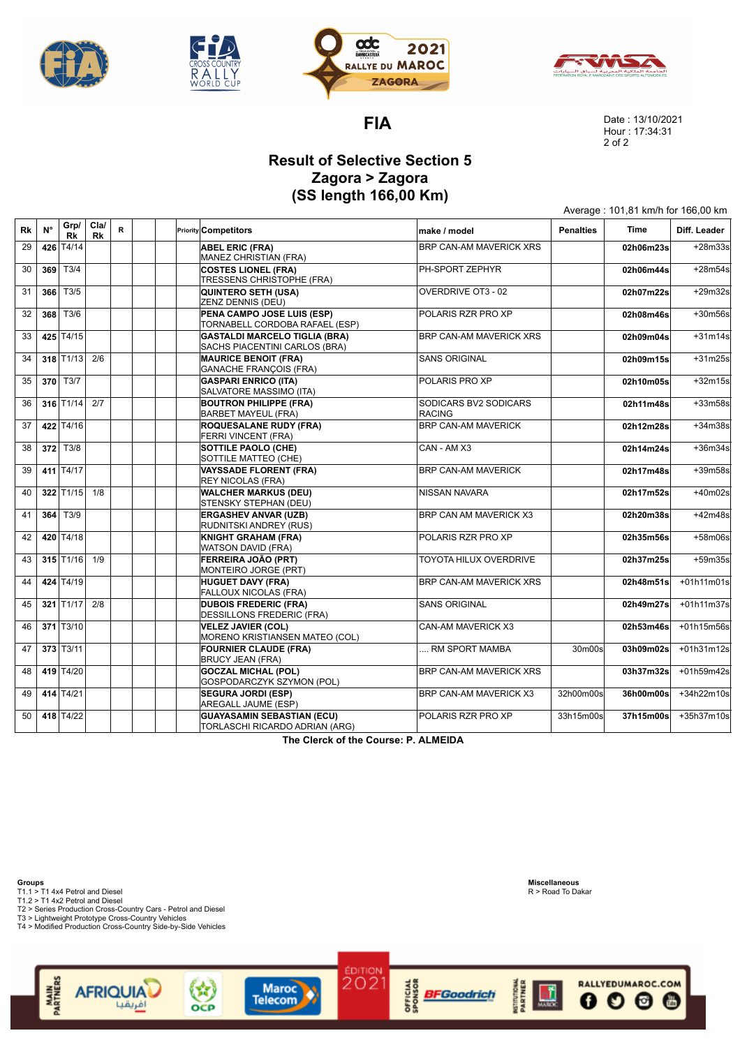# FIA

Date : 13/10/2021
Hour : 17:34:31

## Result of Selective Section 5
## Zagora > Zagora
## (SS length 166,00 Km)

Average : 101,81 km/h for 166,00 km

| Rk | N° | Grp/ Rk | Cla/ Rk | R | | | Priority | Competitors | make / model | Penalties | Time | Diff. Leader |
|---|---|---|---|---|---|---|---|---|---|---|---|---|
| 29 | 426 | T4/14 | | | | | | ABEL ERIC (FRA) MANEZ CHRISTIAN (FRA) | BRP CAN-AM MAVERICK XRS | | 02h06m23s | +28m33s |
| 30 | 369 | T3/4 | | | | | | COSTES LIONEL (FRA) TRESSENS CHRISTOPHE (FRA) | PH-SPORT ZEPHYR | | 02h06m44s | +28m54s |
| 31 | 366 | T3/5 | | | | | | QUINTERO SETH (USA) ZENZ DENNIS (DEU) | OVERDRIVE OT3 - 02 | | 02h07m22s | +29m32s |
| 32 | 368 | T3/6 | | | | | | PENA CAMPO JOSE LUIS (ESP) TORNABELL CORDOBA RAFAEL (ESP) | POLARIS RZR PRO XP | | 02h08m46s | +30m56s |
| 33 | 425 | T4/15 | | | | | | GASTALDI MARCELO TIGLIA (BRA) SACHS PIACENTINI CARLOS (BRA) | BRP CAN-AM MAVERICK XRS | | 02h09m04s | +31m14s |
| 34 | 318 | T1/13 | 2/6 | | | | | MAURICE BENOIT (FRA) GANACHE FRANÇOIS (FRA) | SANS ORIGINAL | | 02h09m15s | +31m25s |
| 35 | 370 | T3/7 | | | | | | GASPARI ENRICO (ITA) SALVATORE MASSIMO (ITA) | POLARIS PRO XP | | 02h10m05s | +32m15s |
| 36 | 316 | T1/14 | 2/7 | | | | | BOUTRON PHILIPPE (FRA) BARBET MAYEUL (FRA) | SODICARS BV2 SODICARS RACING | | 02h11m48s | +33m58s |
| 37 | 422 | T4/16 | | | | | | ROQUESALANE RUDY (FRA) FERRI VINCENT (FRA) | BRP CAN-AM MAVERICK | | 02h12m28s | +34m38s |
| 38 | 372 | T3/8 | | | | | | SOTTILE PAOLO (CHE) SOTTILE MATTEO (CHE) | CAN - AM X3 | | 02h14m24s | +36m34s |
| 39 | 411 | T4/17 | | | | | | VAYSSADE FLORENT (FRA) REY NICOLAS (FRA) | BRP CAN-AM MAVERICK | | 02h17m48s | +39m58s |
| 40 | 322 | T1/15 | 1/8 | | | | | WALCHER MARKUS (DEU) STENSKY STEPHAN (DEU) | NISSAN NAVARA | | 02h17m52s | +40m02s |
| 41 | 364 | T3/9 | | | | | | ERGASHEV ANVAR (UZB) RUDNITSKI ANDREY (RUS) | BRP CAN AM MAVERICK X3 | | 02h20m38s | +42m48s |
| 42 | 420 | T4/18 | | | | | | KNIGHT GRAHAM (FRA) WATSON DAVID (FRA) | POLARIS RZR PRO XP | | 02h35m56s | +58m06s |
| 43 | 315 | T1/16 | 1/9 | | | | | FERREIRA JOÃO (PRT) MONTEIRO JORGE (PRT) | TOYOTA HILUX OVERDRIVE | | 02h37m25s | +59m35s |
| 44 | 424 | T4/19 | | | | | | HUGUET DAVY (FRA) FALLOUX NICOLAS (FRA) | BRP CAN-AM MAVERICK XRS | | 02h48m51s | +01h11m01s |
| 45 | 321 | T1/17 | 2/8 | | | | | DUBOIS FREDERIC (FRA) DESSILLONS FREDERIC (FRA) | SANS ORIGINAL | | 02h49m27s | +01h11m37s |
| 46 | 371 | T3/10 | | | | | | VELEZ JAVIER (COL) MORENO KRISTIANSEN MATEO (COL) | CAN-AM MAVERICK X3 | | 02h53m46s | +01h15m56s |
| 47 | 373 | T3/11 | | | | | | FOURNIER CLAUDE (FRA) BRUCY JEAN (FRA) | .... RM SPORT MAMBA | 30m00s | 03h09m02s | +01h31m12s |
| 48 | 419 | T4/20 | | | | | | GOCZAL MICHAL (POL) GOSPODARCZYK SZYMON (POL) | BRP CAN-AM MAVERICK XRS | | 03h37m32s | +01h59m42s |
| 49 | 414 | T4/21 | | | | | | SEGURA JORDI (ESP) AREGALL JAUME (ESP) | BRP CAN-AM MAVERICK X3 | 32h00m00s | 36h00m00s | +34h22m10s |
| 50 | 418 | T4/22 | | | | | | GUAYASAMIN SEBASTIAN (ECU) TORLASCHI RICARDO ADRIAN (ARG) | POLARIS RZR PRO XP | 33h15m00s | 37h15m00s | +35h37m10s |

**The Clerck of the Course: P. ALMEIDA**

**Groups**
T1.1 > T1 4x4 Petrol and Diesel
T1.2 > T1 4x2 Petrol and Diesel
T2 > Series Production Cross-Country Cars - Petrol and Diesel
T3 > Lightweight Prototype Cross-Country Vehicles
T4 > Modified Production Cross-Country Side-by-Side Vehicles

**Miscellaneous**
R > Road To Dakar